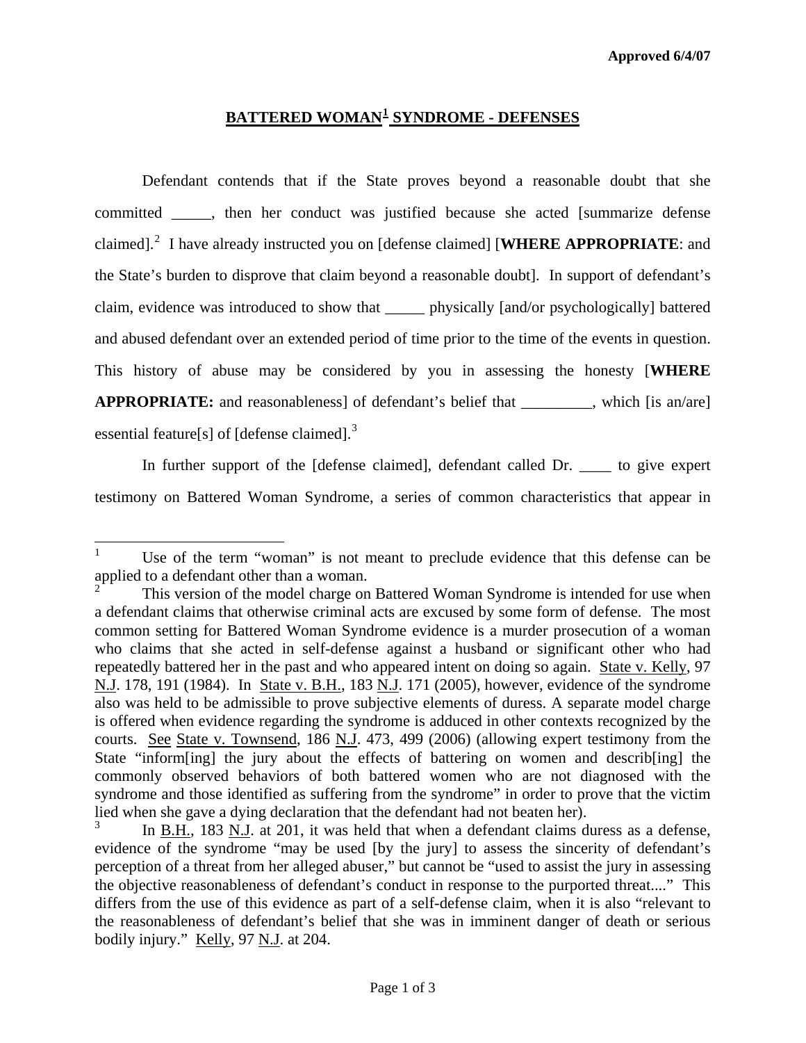Approved 6/4/07

# BATTERED WOMAN[1] SYNDROME - DEFENSES

Defendant contends that if the State proves beyond a reasonable doubt that she committed _____, then her conduct was justified because she acted [summarize defense claimed].[2] I have already instructed you on [defense claimed] [**WHERE APPROPRIATE**: and the State's burden to disprove that claim beyond a reasonable doubt]. In support of defendant's claim, evidence was introduced to show that _____ physically [and/or psychologically] battered and abused defendant over an extended period of time prior to the time of the events in question. This history of abuse may be considered by you in assessing the honesty [**WHERE APPROPRIATE:** and reasonableness] of defendant's belief that _________, which [is an/are] essential feature[s] of [defense claimed].[3]

In further support of the [defense claimed], defendant called Dr. ____ to give expert testimony on Battered Woman Syndrome, a series of common characteristics that appear in

---

[1] Use of the term "woman" is not meant to preclude evidence that this defense can be applied to a defendant other than a woman.

[2] This version of the model charge on Battered Woman Syndrome is intended for use when a defendant claims that otherwise criminal acts are excused by some form of defense. The most common setting for Battered Woman Syndrome evidence is a murder prosecution of a woman who claims that she acted in self-defense against a husband or significant other who had repeatedly battered her in the past and who appeared intent on doing so again. State v. Kelly, 97 N.J. 178, 191 (1984). In State v. B.H., 183 N.J. 171 (2005), however, evidence of the syndrome also was held to be admissible to prove subjective elements of duress. A separate model charge is offered when evidence regarding the syndrome is adduced in other contexts recognized by the courts. See State v. Townsend, 186 N.J. 473, 499 (2006) (allowing expert testimony from the State "inform[ing] the jury about the effects of battering on women and describ[ing] the commonly observed behaviors of both battered women who are not diagnosed with the syndrome and those identified as suffering from the syndrome" in order to prove that the victim lied when she gave a dying declaration that the defendant had not beaten her).

[3] In B.H., 183 N.J. at 201, it was held that when a defendant claims duress as a defense, evidence of the syndrome "may be used [by the jury] to assess the sincerity of defendant's perception of a threat from her alleged abuser," but cannot be "used to assist the jury in assessing the objective reasonableness of defendant's conduct in response to the purported threat...." This differs from the use of this evidence as part of a self-defense claim, when it is also "relevant to the reasonableness of defendant's belief that she was in imminent danger of death or serious bodily injury." Kelly, 97 N.J. at 204.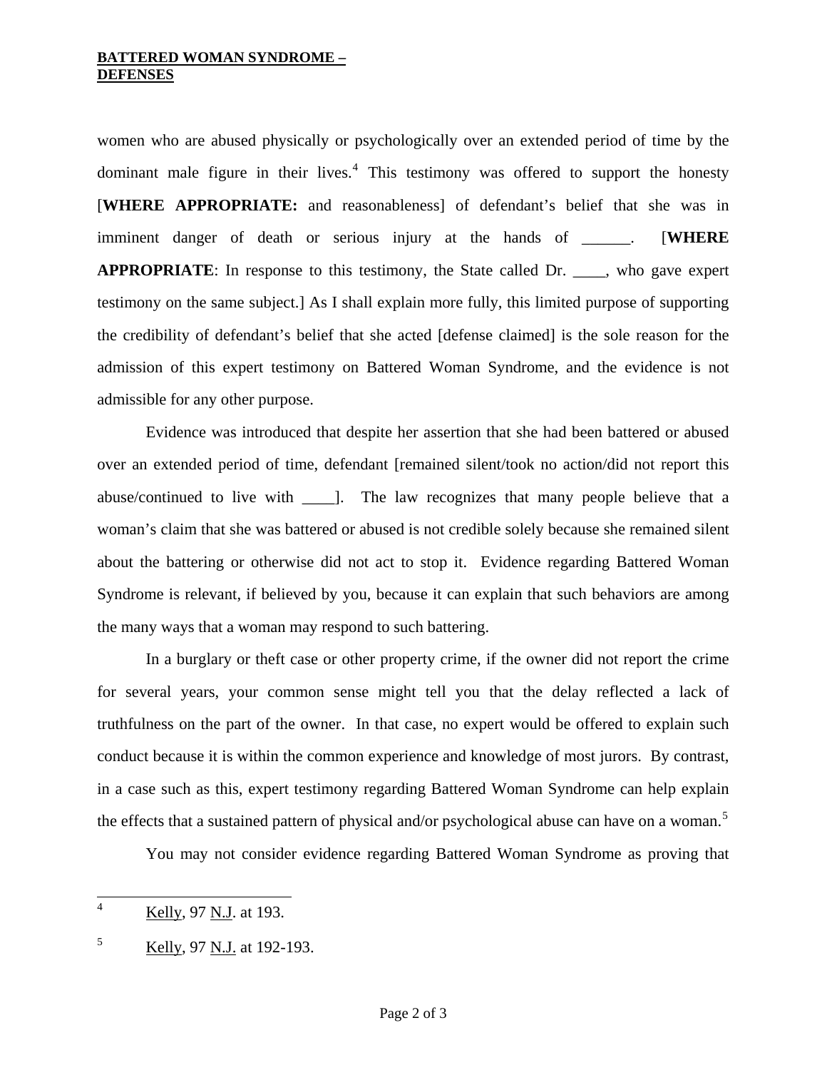women who are abused physically or psychologically over an extended period of time by the dominant male figure in their lives.[4] This testimony was offered to support the honesty [**WHERE APPROPRIATE:** and reasonableness] of defendant's belief that she was in imminent danger of death or serious injury at the hands of ______. [**WHERE APPROPRIATE**: In response to this testimony, the State called Dr. ____, who gave expert testimony on the same subject.] As I shall explain more fully, this limited purpose of supporting the credibility of defendant's belief that she acted [defense claimed] is the sole reason for the admission of this expert testimony on Battered Woman Syndrome, and the evidence is not admissible for any other purpose.

Evidence was introduced that despite her assertion that she had been battered or abused over an extended period of time, defendant [remained silent/took no action/did not report this abuse/continued to live with ____]. The law recognizes that many people believe that a woman's claim that she was battered or abused is not credible solely because she remained silent about the battering or otherwise did not act to stop it. Evidence regarding Battered Woman Syndrome is relevant, if believed by you, because it can explain that such behaviors are among the many ways that a woman may respond to such battering.

In a burglary or theft case or other property crime, if the owner did not report the crime for several years, your common sense might tell you that the delay reflected a lack of truthfulness on the part of the owner. In that case, no expert would be offered to explain such conduct because it is within the common experience and knowledge of most jurors. By contrast, in a case such as this, expert testimony regarding Battered Woman Syndrome can help explain the effects that a sustained pattern of physical and/or psychological abuse can have on a woman.[5]

You may not consider evidence regarding Battered Woman Syndrome as proving that

---

[4] Kelly, 97 N.J. at 193.

[5] Kelly, 97 N.J. at 192-193.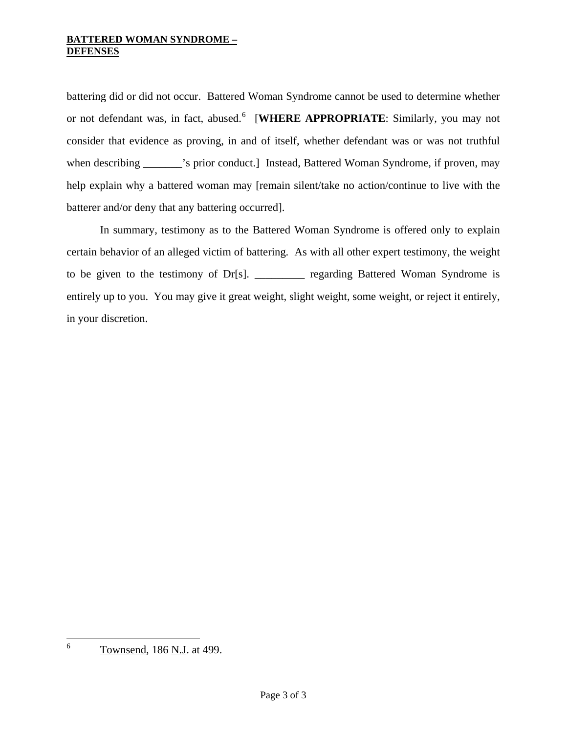battering did or did not occur. Battered Woman Syndrome cannot be used to determine whether or not defendant was, in fact, abused.[6] [**WHERE APPROPRIATE**: Similarly, you may not consider that evidence as proving, in and of itself, whether defendant was or was not truthful when describing _______'s prior conduct.] Instead, Battered Woman Syndrome, if proven, may help explain why a battered woman may [remain silent/take no action/continue to live with the batterer and/or deny that any battering occurred].

In summary, testimony as to the Battered Woman Syndrome is offered only to explain certain behavior of an alleged victim of battering. As with all other expert testimony, the weight to be given to the testimony of Dr[s]. _________ regarding Battered Woman Syndrome is entirely up to you. You may give it great weight, slight weight, some weight, or reject it entirely, in your discretion.

---

[6] Townsend, 186 N.J. at 499.